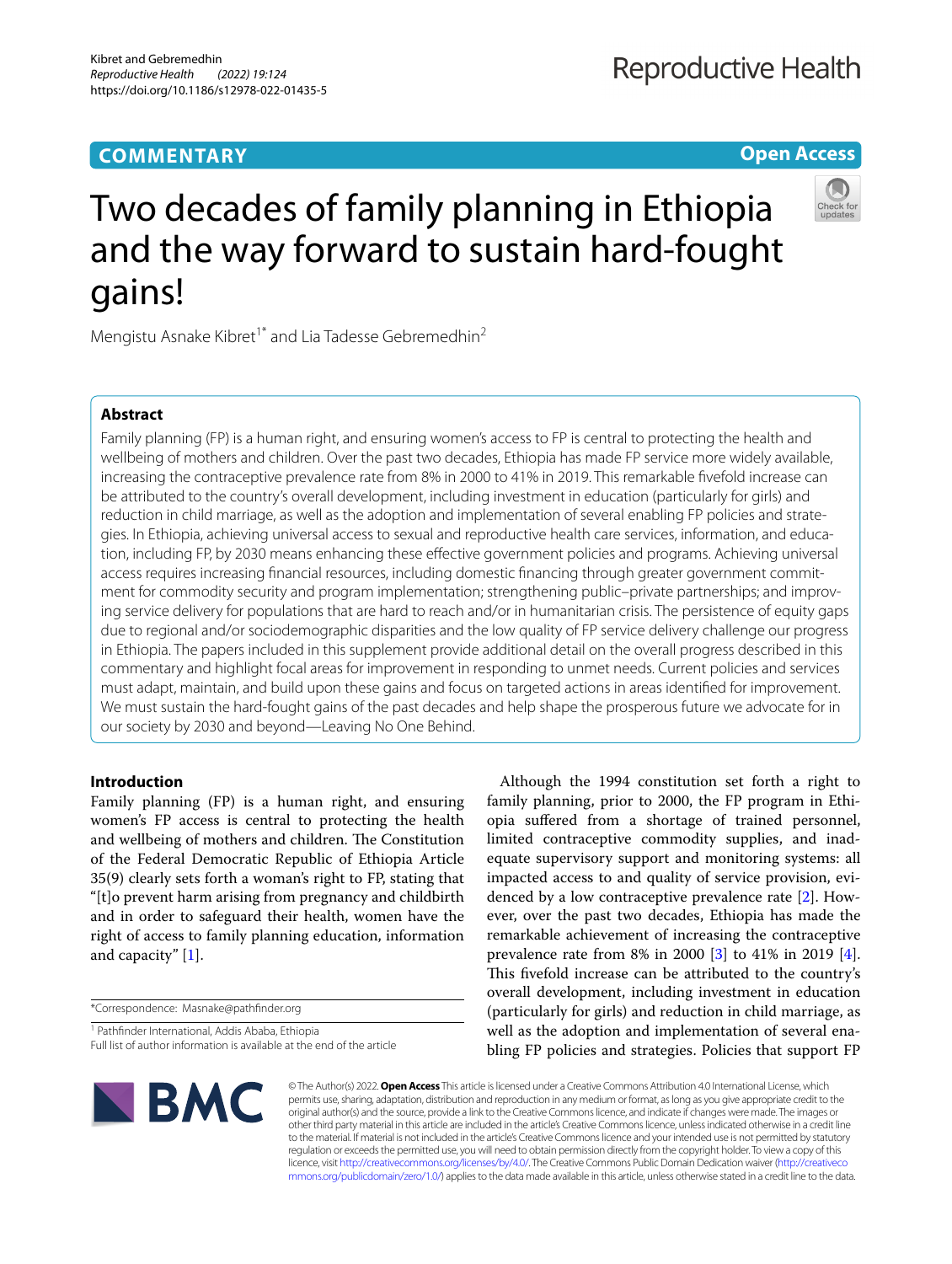COMMENTARY

Open Access

# Two decades of family planning in Ethiopia and the way forward to sustain hard-fought gains!

Mengistu Asnake Kibret[1*] and Lia Tadesse Gebremedhin[2]

## Abstract

Family planning (FP) is a human right, and ensuring women's access to FP is central to protecting the health and wellbeing of mothers and children. Over the past two decades, Ethiopia has made FP service more widely available, increasing the contraceptive prevalence rate from 8% in 2000 to 41% in 2019. This remarkable fivefold increase can be attributed to the country's overall development, including investment in education (particularly for girls) and reduction in child marriage, as well as the adoption and implementation of several enabling FP policies and strategies. In Ethiopia, achieving universal access to sexual and reproductive health care services, information, and education, including FP, by 2030 means enhancing these effective government policies and programs. Achieving universal access requires increasing financial resources, including domestic financing through greater government commitment for commodity security and program implementation; strengthening public–private partnerships; and improving service delivery for populations that are hard to reach and/or in humanitarian crisis. The persistence of equity gaps due to regional and/or sociodemographic disparities and the low quality of FP service delivery challenge our progress in Ethiopia. The papers included in this supplement provide additional detail on the overall progress described in this commentary and highlight focal areas for improvement in responding to unmet needs. Current policies and services must adapt, maintain, and build upon these gains and focus on targeted actions in areas identified for improvement. We must sustain the hard-fought gains of the past decades and help shape the prosperous future we advocate for in our society by 2030 and beyond—Leaving No One Behind.

## Introduction

Family planning (FP) is a human right, and ensuring women's FP access is central to protecting the health and wellbeing of mothers and children. The Constitution of the Federal Democratic Republic of Ethiopia Article 35(9) clearly sets forth a woman's right to FP, stating that "[t]o prevent harm arising from pregnancy and childbirth and in order to safeguard their health, women have the right of access to family planning education, information and capacity" [1].

Although the 1994 constitution set forth a right to family planning, prior to 2000, the FP program in Ethiopia suffered from a shortage of trained personnel, limited contraceptive commodity supplies, and inadequate supervisory support and monitoring systems: all impacted access to and quality of service provision, evidenced by a low contraceptive prevalence rate [2]. However, over the past two decades, Ethiopia has made the remarkable achievement of increasing the contraceptive prevalence rate from 8% in 2000 [3] to 41% in 2019 [4]. This fivefold increase can be attributed to the country's overall development, including investment in education (particularly for girls) and reduction in child marriage, as well as the adoption and implementation of several enabling FP policies and strategies. Policies that support FP

*Correspondence: Masnake@pathfinder.org

[1] Pathfinder International, Addis Ababa, Ethiopia

Full list of author information is available at the end of the article

© The Author(s) 2022. **Open Access** This article is licensed under a Creative Commons Attribution 4.0 International License, which permits use, sharing, adaptation, distribution and reproduction in any medium or format, as long as you give appropriate credit to the original author(s) and the source, provide a link to the Creative Commons licence, and indicate if changes were made. The images or other third party material in this article are included in the article's Creative Commons licence, unless indicated otherwise in a credit line to the material. If material is not included in the article's Creative Commons licence and your intended use is not permitted by statutory regulation or exceeds the permitted use, you will need to obtain permission directly from the copyright holder. To view a copy of this licence, visit http://creativecommons.org/licenses/by/4.0/. The Creative Commons Public Domain Dedication waiver (http://creativecommons.org/publicdomain/zero/1.0/) applies to the data made available in this article, unless otherwise stated in a credit line to the data.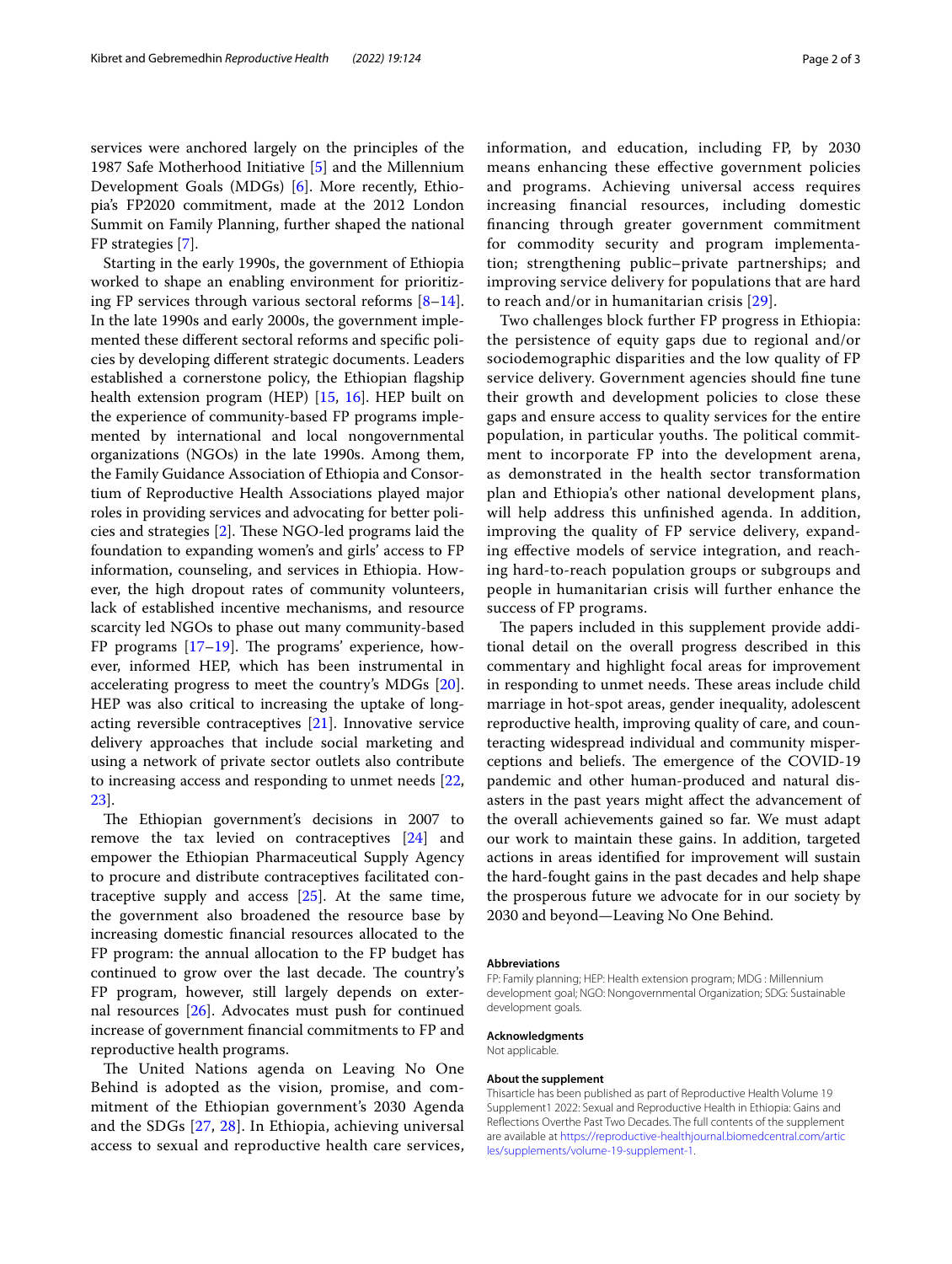services were anchored largely on the principles of the 1987 Safe Motherhood Initiative [5] and the Millennium Development Goals (MDGs) [6]. More recently, Ethiopia's FP2020 commitment, made at the 2012 London Summit on Family Planning, further shaped the national FP strategies [7].

Starting in the early 1990s, the government of Ethiopia worked to shape an enabling environment for prioritizing FP services through various sectoral reforms [8–14]. In the late 1990s and early 2000s, the government implemented these different sectoral reforms and specific policies by developing different strategic documents. Leaders established a cornerstone policy, the Ethiopian flagship health extension program (HEP) [15, 16]. HEP built on the experience of community-based FP programs implemented by international and local nongovernmental organizations (NGOs) in the late 1990s. Among them, the Family Guidance Association of Ethiopia and Consortium of Reproductive Health Associations played major roles in providing services and advocating for better policies and strategies [2]. These NGO-led programs laid the foundation to expanding women's and girls' access to FP information, counseling, and services in Ethiopia. However, the high dropout rates of community volunteers, lack of established incentive mechanisms, and resource scarcity led NGOs to phase out many community-based FP programs [17–19]. The programs' experience, however, informed HEP, which has been instrumental in accelerating progress to meet the country's MDGs [20]. HEP was also critical to increasing the uptake of long-acting reversible contraceptives [21]. Innovative service delivery approaches that include social marketing and using a network of private sector outlets also contribute to increasing access and responding to unmet needs [22, 23].

The Ethiopian government's decisions in 2007 to remove the tax levied on contraceptives [24] and empower the Ethiopian Pharmaceutical Supply Agency to procure and distribute contraceptives facilitated contraceptive supply and access [25]. At the same time, the government also broadened the resource base by increasing domestic financial resources allocated to the FP program: the annual allocation to the FP budget has continued to grow over the last decade. The country's FP program, however, still largely depends on external resources [26]. Advocates must push for continued increase of government financial commitments to FP and reproductive health programs.

The United Nations agenda on Leaving No One Behind is adopted as the vision, promise, and commitment of the Ethiopian government's 2030 Agenda and the SDGs [27, 28]. In Ethiopia, achieving universal access to sexual and reproductive health care services, information, and education, including FP, by 2030 means enhancing these effective government policies and programs. Achieving universal access requires increasing financial resources, including domestic financing through greater government commitment for commodity security and program implementation; strengthening public–private partnerships; and improving service delivery for populations that are hard to reach and/or in humanitarian crisis [29].

Two challenges block further FP progress in Ethiopia: the persistence of equity gaps due to regional and/or sociodemographic disparities and the low quality of FP service delivery. Government agencies should fine tune their growth and development policies to close these gaps and ensure access to quality services for the entire population, in particular youths. The political commitment to incorporate FP into the development arena, as demonstrated in the health sector transformation plan and Ethiopia's other national development plans, will help address this unfinished agenda. In addition, improving the quality of FP service delivery, expanding effective models of service integration, and reaching hard-to-reach population groups or subgroups and people in humanitarian crisis will further enhance the success of FP programs.

The papers included in this supplement provide additional detail on the overall progress described in this commentary and highlight focal areas for improvement in responding to unmet needs. These areas include child marriage in hot-spot areas, gender inequality, adolescent reproductive health, improving quality of care, and counteracting widespread individual and community misperceptions and beliefs. The emergence of the COVID-19 pandemic and other human-produced and natural disasters in the past years might affect the advancement of the overall achievements gained so far. We must adapt our work to maintain these gains. In addition, targeted actions in areas identified for improvement will sustain the hard-fought gains in the past decades and help shape the prosperous future we advocate for in our society by 2030 and beyond—Leaving No One Behind.

#### Abbreviations

FP: Family planning; HEP: Health extension program; MDG : Millennium development goal; NGO: Nongovernmental Organization; SDG: Sustainable development goals.

#### Acknowledgments

Not applicable.

#### About the supplement

Thisarticle has been published as part of Reproductive Health Volume 19 Supplement1 2022: Sexual and Reproductive Health in Ethiopia: Gains and Reflections Overthe Past Two Decades. The full contents of the supplement are available at https://reproductive-healthjournal.biomedcentral.com/articles/supplements/volume-19-supplement-1.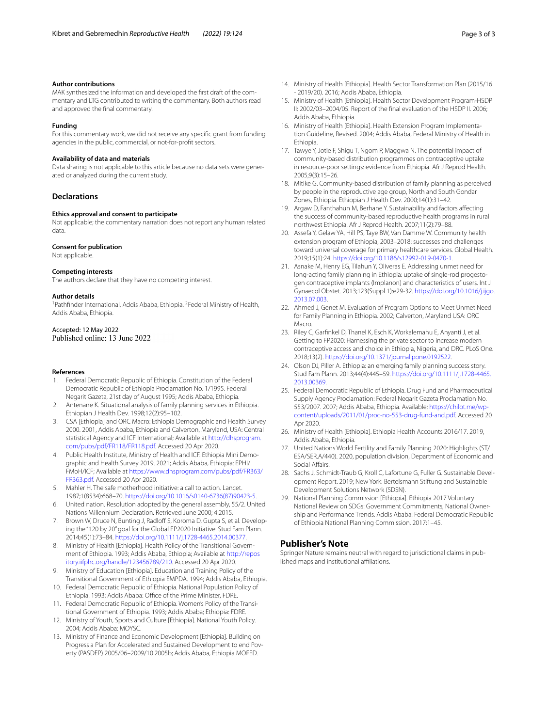### Author contributions

MAK synthesized the information and developed the first draft of the commentary and LTG contributed to writing the commentary. Both authors read and approved the final commentary.

### Funding

For this commentary work, we did not receive any specific grant from funding agencies in the public, commercial, or not-for-profit sectors.

### Availability of data and materials

Data sharing is not applicable to this article because no data sets were generated or analyzed during the current study.

## Declarations

### Ethics approval and consent to participate

Not applicable; the commentary narration does not report any human related data.

### Consent for publication

Not applicable.

### Competing interests

The authors declare that they have no competing interest.

### Author details

[1]Pathfinder International, Addis Ababa, Ethiopia. [2]Federal Ministry of Health, Addis Ababa, Ethiopia.

Accepted: 12 May 2022
Published online: 13 June 2022

### References

1. Federal Democratic Republic of Ethiopia. Constitution of the Federal Democratic Republic of Ethiopia Proclamation No. 1/1995. Federal Negarit Gazeta, 21st day of August 1995; Addis Ababa, Ethiopia.
2. Antenane K. Situational analysis of family planning services in Ethiopia. Ethiopian J Health Dev. 1998;12(2):95–102.
3. CSA [Ethiopia] and ORC Macro: Ethiopia Demographic and Health Survey 2000. 2001, Addis Ababa, Ethiopia and Calverton, Maryland, USA: Central statistical Agency and ICF International; Available at http://dhsprogram.com/pubs/pdf/FR118/FR118.pdf. Accessed 20 Apr 2020.
4. Public Health Institute, Ministry of Health and ICF. Ethiopia Mini Demographic and Health Survey 2019. 2021; Addis Ababa, Ethiopia: EPHI/FMoH/ICF; Available at https://www.dhsprogram.com/pubs/pdf/FR363/FR363.pdf. Accessed 20 Apr 2020.
5. Mahler H. The safe motherhood initiative: a call to action. Lancet. 1987;1(8534):668–70. https://doi.org/10.1016/s0140-6736(87)90423-5.
6. United nation. Resolution adopted by the general assembly, 55/2. United Nations Millennium Declaration. Retrieved June 2000; 4:2015.
7. Brown W, Druce N, Bunting J, Radloff S, Koroma D, Gupta S, et al. Developing the "120 by 20" goal for the Global FP2020 Initiative. Stud Fam Plann. 2014;45(1):73–84. https://doi.org/10.1111/j.1728-4465.2014.00377.
8. Ministry of Health [Ethiopia]. Health Policy of the Transitional Government of Ethiopia. 1993; Addis Ababa, Ethiopia; Available at http://repository.iifphc.org/handle/123456789/210. Accessed 20 Apr 2020.
9. Ministry of Education [Ethiopia]. Education and Training Policy of the Transitional Government of Ethiopia EMPDA. 1994; Addis Ababa, Ethiopia.
10. Federal Democratic Republic of Ethiopia. National Population Policy of Ethiopia. 1993; Addis Ababa: Office of the Prime Minister, FDRE.
11. Federal Democratic Republic of Ethiopia. Women's Policy of the Transitional Government of Ethiopia. 1993; Addis Ababa; Ethiopia: FDRE.
12. Ministry of Youth, Sports and Culture [Ethiopia]. National Youth Policy. 2004; Addis Ababa: MOYSC.
13. Ministry of Finance and Economic Development [Ethiopia]. Building on Progress a Plan for Accelerated and Sustained Development to end Poverty (PASDEP) 2005/06–2009/10.2005b; Addis Ababa, Ethiopia MOFED.
14. Ministry of Health [Ethiopia]. Health Sector Transformation Plan (2015/16 - 2019/20). 2016; Addis Ababa, Ethiopia.
15. Ministry of Health [Ethiopia]. Health Sector Development Program-HSDP II: 2002/03–2004/05. Report of the final evaluation of the HSDP II. 2006; Addis Ababa, Ethiopia.
16. Ministry of Health [Ethiopia]. Health Extension Program Implementation Guideline, Revised. 2004; Addis Ababa, Federal Ministry of Health in Ethiopia.
17. Tawye Y, Jotie F, Shigu T, Ngom P, Maggwa N. The potential impact of community-based distribution programmes on contraceptive uptake in resource-poor settings: evidence from Ethiopia. Afr J Reprod Health. 2005;9(3):15–26.
18. Mitike G. Community-based distribution of family planning as perceived by people in the reproductive age group, North and South Gondar Zones, Ethiopia. Ethiopian J Health Dev. 2000;14(1):31–42.
19. Argaw D, Fanthahun M, Berhane Y. Sustainability and factors affecting the success of community-based reproductive health programs in rural northwest Ethiopia. Afr J Reprod Health. 2007;11(2):79–88.
20. Assefa Y, Gelaw YA, Hill PS, Taye BW, Van Damme W. Community health extension program of Ethiopia, 2003–2018: successes and challenges toward universal coverage for primary healthcare services. Global Health. 2019;15(1):24. https://doi.org/10.1186/s12992-019-0470-1.
21. Asnake M, Henry EG, Tilahun Y, Oliveras E. Addressing unmet need for long-acting family planning in Ethiopia: uptake of single-rod progestogen contraceptive implants (Implanon) and characteristics of users. Int J Gynaecol Obstet. 2013;123(Suppl 1):e29-32. https://doi.org/10.1016/j.ijgo.2013.07.003.
22. Ahmed J, Genet M. Evaluation of Program Options to Meet Unmet Need for Family Planning in Ethiopia. 2002; Calverton, Maryland USA: ORC Macro.
23. Riley C, Garfinkel D, Thanel K, Esch K, Workalemahu E, Anyanti J, et al. Getting to FP2020: Harnessing the private sector to increase modern contraceptive access and choice in Ethiopia, Nigeria, and DRC. PLoS One. 2018;13(2). https://doi.org/10.1371/journal.pone.0192522.
24. Olson DJ, Piller A. Ethiopia: an emerging family planning success story. Stud Fam Plann. 2013;44(4):445–59. https://doi.org/10.1111/j.1728-4465.2013.00369.
25. Federal Democratic Republic of Ethiopia. Drug Fund and Pharmaceutical Supply Agency Proclamation: Federal Negarit Gazeta Proclamation No. 553/2007. 2007; Addis Ababa, Ethiopia. Available: https://chilot.me/wp-content/uploads/2011/01/proc-no-553-drug-fund-and.pdf. Accessed 20 Apr 2020.
26. Ministry of Health [Ethiopia]. Ethiopia Health Accounts 2016/17. 2019, Addis Ababa, Ethiopia.
27. United Nations World Fertility and Family Planning 2020: Highlights (ST/ESA/SER.A/440). 2020, population division, Department of Economic and Social Affairs.
28. Sachs J, Schmidt-Traub G, Kroll C, Lafortune G, Fuller G. Sustainable Development Report. 2019; New York: Bertelsmann Stiftung and Sustainable Development Solutions Network (SDSN).
29. National Planning Commission [Ethiopia]. Ethiopia 2017 Voluntary National Review on SDGs: Government Commitments, National Ownership and Performance Trends. Addis Ababa: Federal Democratic Republic of Ethiopia National Planning Commission. 2017:1–45.

## Publisher's Note

Springer Nature remains neutral with regard to jurisdictional claims in published maps and institutional affiliations.